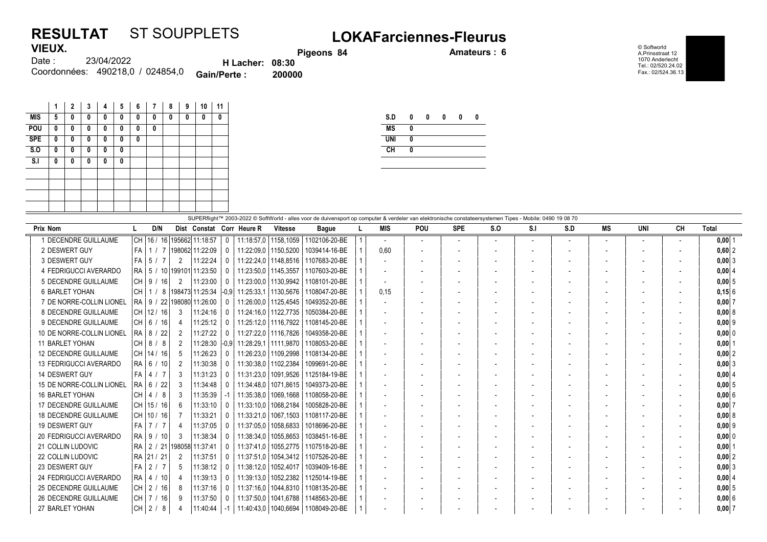# RESULTAT ST SOUPPLETS

## LOKAFarciennes-Fleurus

**VIEUX.**

Date : 23/04/2022

Coordonnées: 490218,0 / 024854,0

**Pigeons 84**

**Amateurs : 6**

**H Lacher: 08:30**

**Gain/Perte : 200000**

© Softworld
A.Prinsstraat 12
1070 Anderlecht
Tel.: 02/520.24.02
Fax.: 02/524.36.13

| | 1 | 2 | 3 | 4 | 5 | 6 | 7 | 8 | 9 | 10 | 11 |
|---|---|---|---|---|---|---|---|---|---|---|---|
| **MIS** | 5 | 0 | 0 | 0 | 0 | 0 | 0 | 0 | 0 | 0 | 0 |
| **POU** | 0 | 0 | 0 | 0 | 0 | 0 | 0 | | | | |
| **SPE** | 0 | 0 | 0 | 0 | 0 | 0 | | | | | |
| **S.O** | 0 | 0 | 0 | 0 | 0 | | | | | | |
| **S.I** | 0 | 0 | 0 | 0 | 0 | | | | | | |

| | | | | | |
|---|---|---|---|---|---|
| **S.D** | 0 | 0 | 0 | 0 | 0 |
| **MS** | 0 | | | | |
| **UNI** | 0 | | | | |
| **CH** | 0 | | | | |

SUPERflight™ 2003-2022 © SoftWorld - alles voor de duivensport op computer & verdeler van elektronische constateersystemen Tipes - Mobile: 0490 19 08 70

| Prix | Nom | L | D/N | Dist | Constat | Corr | Heure R | Vitesse | Bague | L | MIS | POU | SPE | S.O | S.I | S.D | MS | UNI | CH | Total | |
|---|---|---|---|---|---|---|---|---|---|---|---|---|---|---|---|---|---|---|---|---|---|
| 1 | DECENDRE GUILLAUME | CH | 16 / 16 | 195662 | 11:18:57 | 0 | 11:18:57,0 | 1158,1059 | 1102106-20-BE | 1 | - | - | - | - | - | - | - | - | - | 0,00 | 1 |
| 2 | DESWERT GUY | FA | 1 / 7 | 198062 | 11:22:09 | 0 | 11:22:09,0 | 1150,5200 | 1039414-16-BE | 1 | 0,60 | - | - | - | - | - | - | - | - | 0,60 | 2 |
| 3 | DESWERT GUY | FA | 5 / 7 | 2 | 11:22:24 | 0 | 11:22:24,0 | 1148,8516 | 1107683-20-BE | 1 | - | - | - | - | - | - | - | - | - | 0,00 | 3 |
| 4 | FEDRIGUCCI AVERARDO | RA | 5 / 10 | 199101 | 11:23:50 | 0 | 11:23:50,0 | 1145,3557 | 1107603-20-BE | 1 | - | - | - | - | - | - | - | - | - | 0,00 | 4 |
| 5 | DECENDRE GUILLAUME | CH | 9 / 16 | 2 | 11:23:00 | 0 | 11:23:00,0 | 1130,9942 | 1108101-20-BE | 1 | - | - | - | - | - | - | - | - | - | 0,00 | 5 |
| 6 | BARLET YOHAN | CH | 1 / 8 | 198473 | 11:25:34 | -0,9 | 11:25:33,1 | 1130,5676 | 1108047-20-BE | 1 | 0,15 | - | - | - | - | - | - | - | - | 0,15 | 6 |
| 7 | DE NORRE-COLLIN LIONEL | RA | 9 / 22 | 198080 | 11:26:00 | 0 | 11:26:00,0 | 1125,4545 | 1049352-20-BE | 1 | - | - | - | - | - | - | - | - | - | 0,00 | 7 |
| 8 | DECENDRE GUILLAUME | CH | 12 / 16 | 3 | 11:24:16 | 0 | 11:24:16,0 | 1122,7735 | 1050384-20-BE | 1 | - | - | - | - | - | - | - | - | - | 0,00 | 8 |
| 9 | DECENDRE GUILLAUME | CH | 6 / 16 | 4 | 11:25:12 | 0 | 11:25:12,0 | 1116,7922 | 1108145-20-BE | 1 | - | - | - | - | - | - | - | - | - | 0,00 | 9 |
| 10 | DE NORRE-COLLIN LIONEL | RA | 8 / 22 | 2 | 11:27:22 | 0 | 11:27:22,0 | 1116,7826 | 1049358-20-BE | 1 | - | - | - | - | - | - | - | - | - | 0,00 | 0 |
| 11 | BARLET YOHAN | CH | 8 / 8 | 2 | 11:28:30 | -0,9 | 11:28:29,1 | 1111,9870 | 1108053-20-BE | 1 | - | - | - | - | - | - | - | - | - | 0,00 | 1 |
| 12 | DECENDRE GUILLAUME | CH | 14 / 16 | 5 | 11:26:23 | 0 | 11:26:23,0 | 1109,2998 | 1108134-20-BE | 1 | - | - | - | - | - | - | - | - | - | 0,00 | 2 |
| 13 | FEDRIGUCCI AVERARDO | RA | 6 / 10 | 2 | 11:30:38 | 0 | 11:30:38,0 | 1102,2384 | 1099691-20-BE | 1 | - | - | - | - | - | - | - | - | - | 0,00 | 3 |
| 14 | DESWERT GUY | FA | 4 / 7 | 3 | 11:31:23 | 0 | 11:31:23,0 | 1091,9526 | 1125184-19-BE | 1 | - | - | - | - | - | - | - | - | - | 0,00 | 4 |
| 15 | DE NORRE-COLLIN LIONEL | RA | 6 / 22 | 3 | 11:34:48 | 0 | 11:34:48,0 | 1071,8615 | 1049373-20-BE | 1 | - | - | - | - | - | - | - | - | - | 0,00 | 5 |
| 16 | BARLET YOHAN | CH | 4 / 8 | 3 | 11:35:39 | -1 | 11:35:38,0 | 1069,1668 | 1108058-20-BE | 1 | - | - | - | - | - | - | - | - | - | 0,00 | 6 |
| 17 | DECENDRE GUILLAUME | CH | 15 / 16 | 6 | 11:33:10 | 0 | 11:33:10,0 | 1068,2184 | 1005828-20-BE | 1 | - | - | - | - | - | - | - | - | - | 0,00 | 7 |
| 18 | DECENDRE GUILLAUME | CH | 10 / 16 | 7 | 11:33:21 | 0 | 11:33:21,0 | 1067,1503 | 1108117-20-BE | 1 | - | - | - | - | - | - | - | - | - | 0,00 | 8 |
| 19 | DESWERT GUY | FA | 7 / 7 | 4 | 11:37:05 | 0 | 11:37:05,0 | 1058,6833 | 1018696-20-BE | 1 | - | - | - | - | - | - | - | - | - | 0,00 | 9 |
| 20 | FEDRIGUCCI AVERARDO | RA | 9 / 10 | 3 | 11:38:34 | 0 | 11:38:34,0 | 1055,8653 | 1038451-16-BE | 1 | - | - | - | - | - | - | - | - | - | 0,00 | 0 |
| 21 | COLLIN LUDOVIC | RA | 2 / 21 | 198058 | 11:37:41 | 0 | 11:37:41,0 | 1055,2775 | 1107518-20-BE | 1 | - | - | - | - | - | - | - | - | - | 0,00 | 1 |
| 22 | COLLIN LUDOVIC | RA | 21 / 21 | 2 | 11:37:51 | 0 | 11:37:51,0 | 1054,3412 | 1107526-20-BE | 1 | - | - | - | - | - | - | - | - | - | 0,00 | 2 |
| 23 | DESWERT GUY | FA | 2 / 7 | 5 | 11:38:12 | 0 | 11:38:12,0 | 1052,4017 | 1039409-16-BE | 1 | - | - | - | - | - | - | - | - | - | 0,00 | 3 |
| 24 | FEDRIGUCCI AVERARDO | RA | 4 / 10 | 4 | 11:39:13 | 0 | 11:39:13,0 | 1052,2382 | 1125014-19-BE | 1 | - | - | - | - | - | - | - | - | - | 0,00 | 4 |
| 25 | DECENDRE GUILLAUME | CH | 2 / 16 | 8 | 11:37:16 | 0 | 11:37:16,0 | 1044,8310 | 1108135-20-BE | 1 | - | - | - | - | - | - | - | - | - | 0,00 | 5 |
| 26 | DECENDRE GUILLAUME | CH | 7 / 16 | 9 | 11:37:50 | 0 | 11:37:50,0 | 1041,6788 | 1148563-20-BE | 1 | - | - | - | - | - | - | - | - | - | 0,00 | 6 |
| 27 | BARLET YOHAN | CH | 2 / 8 | 4 | 11:40:44 | -1 | 11:40:43,0 | 1040,6694 | 1108049-20-BE | 1 | - | - | - | - | - | - | - | - | - | 0,00 | 7 |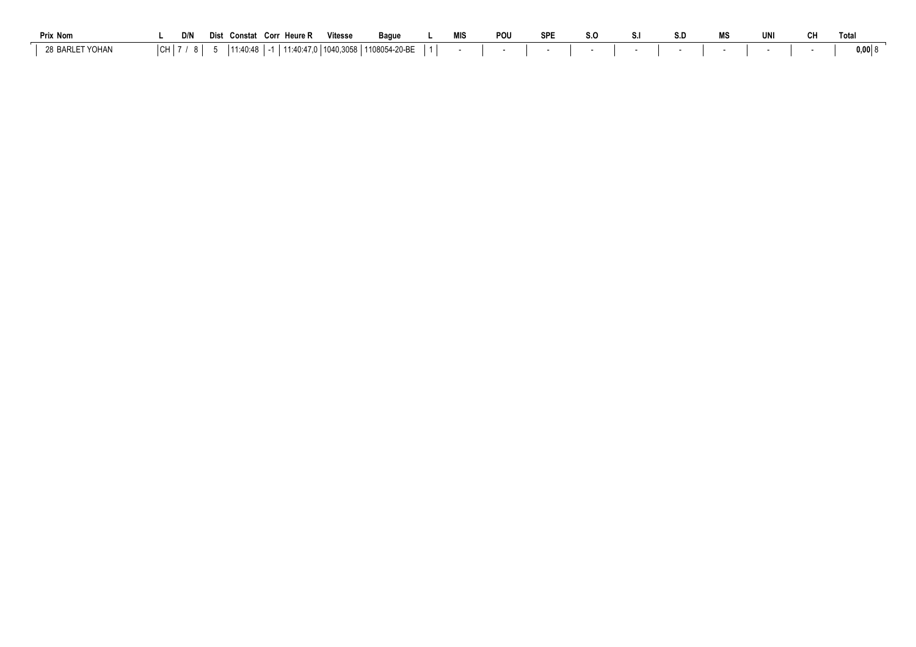| Prix | Nom | L | D/N | Dist | Constat | Corr | Heure R | Vitesse | Bague | L | MIS | POU | SPE | S.O | S.I | S.D | MS | UNI | CH | Total | |
|---|---|---|---|---|---|---|---|---|---|---|---|---|---|---|---|---|---|---|---|---|---|
| 28 | BARLET YOHAN | CH | 7 / 8 | 5 | 11:40:48 | -1 | 11:40:47,0 | 1040,3058 | 1108054-20-BE | 1 | - | - | - | - | - | - | - | - | - | 0,00 | 8 |